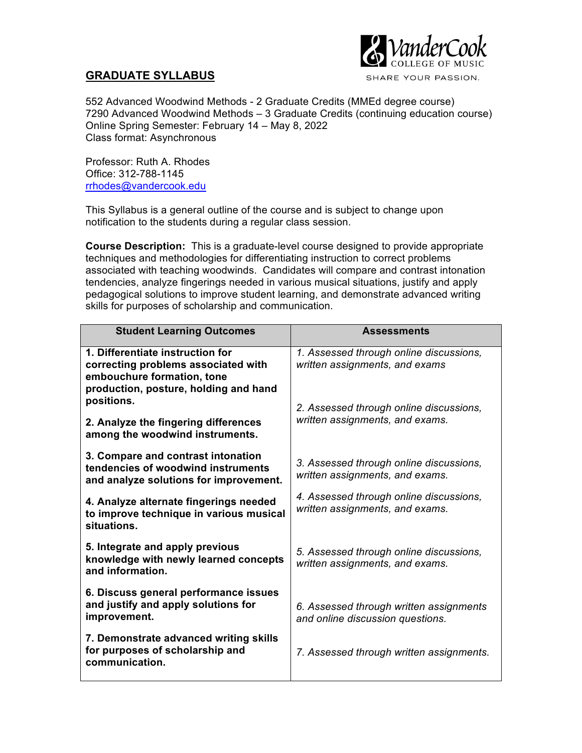## GRADUATE SYLLABUS

VanderCook College of Music
SHARE YOUR PASSION.

552 Advanced Woodwind Methods - 2 Graduate Credits (MMEd degree course)
7290 Advanced Woodwind Methods – 3 Graduate Credits (continuing education course)
Online Spring Semester: February 14 – May 8, 2022
Class format: Asynchronous

Professor: Ruth A. Rhodes
Office: 312-788-1145
rrhodes@vandercook.edu

This Syllabus is a general outline of the course and is subject to change upon notification to the students during a regular class session.

**Course Description:** This is a graduate-level course designed to provide appropriate techniques and methodologies for differentiating instruction to correct problems associated with teaching woodwinds. Candidates will compare and contrast intonation tendencies, analyze fingerings needed in various musical situations, justify and apply pedagogical solutions to improve student learning, and demonstrate advanced writing skills for purposes of scholarship and communication.

| Student Learning Outcomes | Assessments |
|---|---|
| **1. Differentiate instruction for correcting problems associated with embouchure formation, tone production, posture, holding and hand positions.** | *1. Assessed through online discussions, written assignments, and exams* |
| **2. Analyze the fingering differences among the woodwind instruments.** | *2. Assessed through online discussions, written assignments, and exams.* |
| **3. Compare and contrast intonation tendencies of woodwind instruments and analyze solutions for improvement.** | *3. Assessed through online discussions, written assignments, and exams.* |
| **4. Analyze alternate fingerings needed to improve technique in various musical situations.** | *4. Assessed through online discussions, written assignments, and exams.* |
| **5. Integrate and apply previous knowledge with newly learned concepts and information.** | *5. Assessed through online discussions, written assignments, and exams.* |
| **6. Discuss general performance issues and justify and apply solutions for improvement.** | *6. Assessed through written assignments and online discussion questions.* |
| **7. Demonstrate advanced writing skills for purposes of scholarship and communication.** | *7. Assessed through written assignments.* |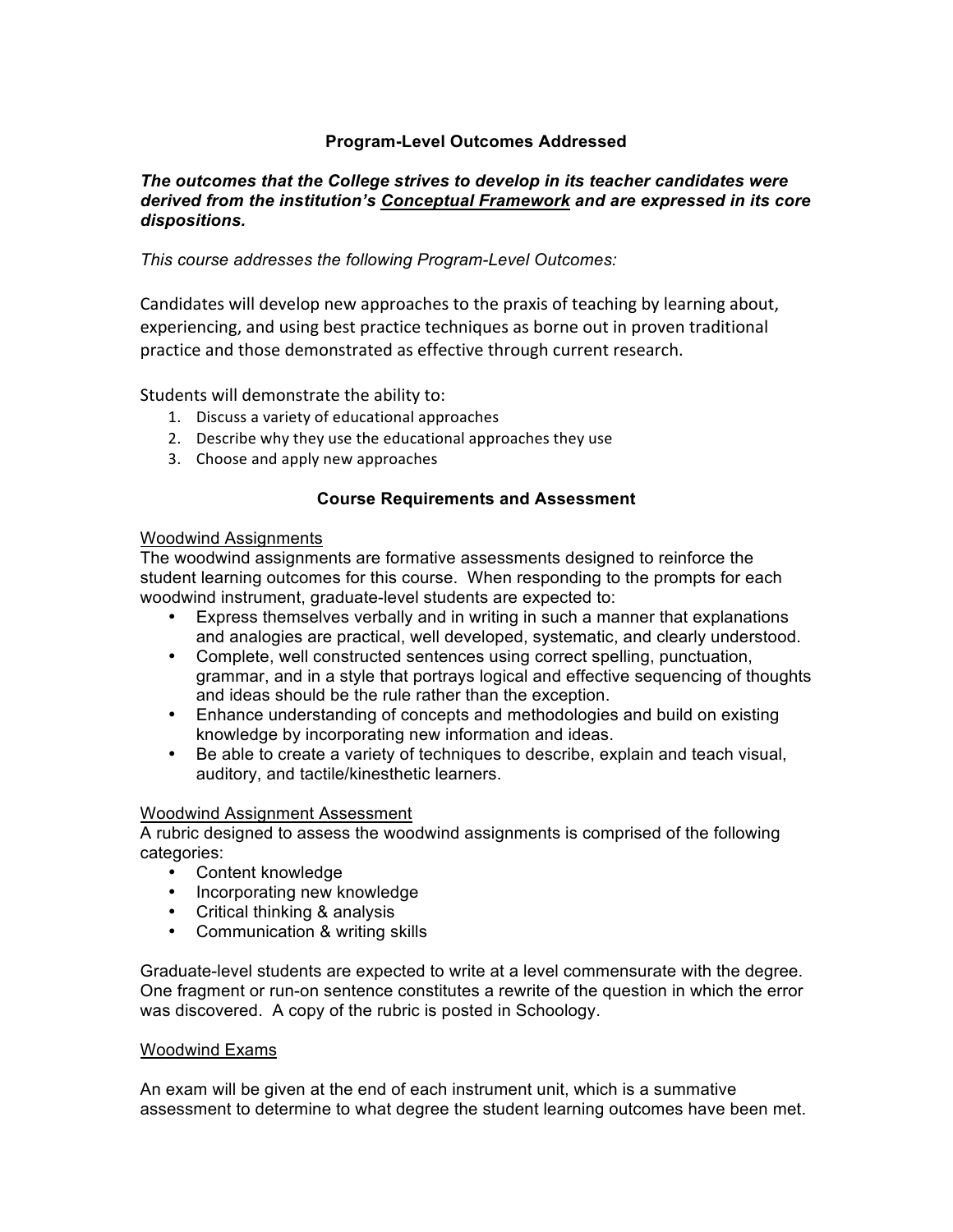## Program-Level Outcomes Addressed

***The outcomes that the College strives to develop in its teacher candidates were derived from the institution's Conceptual Framework and are expressed in its core dispositions.***

*This course addresses the following Program-Level Outcomes:*

Candidates will develop new approaches to the praxis of teaching by learning about, experiencing, and using best practice techniques as borne out in proven traditional practice and those demonstrated as effective through current research.

Students will demonstrate the ability to:

1. Discuss a variety of educational approaches
2. Describe why they use the educational approaches they use
3. Choose and apply new approaches

## Course Requirements and Assessment

Woodwind Assignments

The woodwind assignments are formative assessments designed to reinforce the student learning outcomes for this course. When responding to the prompts for each woodwind instrument, graduate-level students are expected to:

- Express themselves verbally and in writing in such a manner that explanations and analogies are practical, well developed, systematic, and clearly understood.
- Complete, well constructed sentences using correct spelling, punctuation, grammar, and in a style that portrays logical and effective sequencing of thoughts and ideas should be the rule rather than the exception.
- Enhance understanding of concepts and methodologies and build on existing knowledge by incorporating new information and ideas.
- Be able to create a variety of techniques to describe, explain and teach visual, auditory, and tactile/kinesthetic learners.

Woodwind Assignment Assessment

A rubric designed to assess the woodwind assignments is comprised of the following categories:

- Content knowledge
- Incorporating new knowledge
- Critical thinking & analysis
- Communication & writing skills

Graduate-level students are expected to write at a level commensurate with the degree. One fragment or run-on sentence constitutes a rewrite of the question in which the error was discovered. A copy of the rubric is posted in Schoology.

Woodwind Exams

An exam will be given at the end of each instrument unit, which is a summative assessment to determine to what degree the student learning outcomes have been met.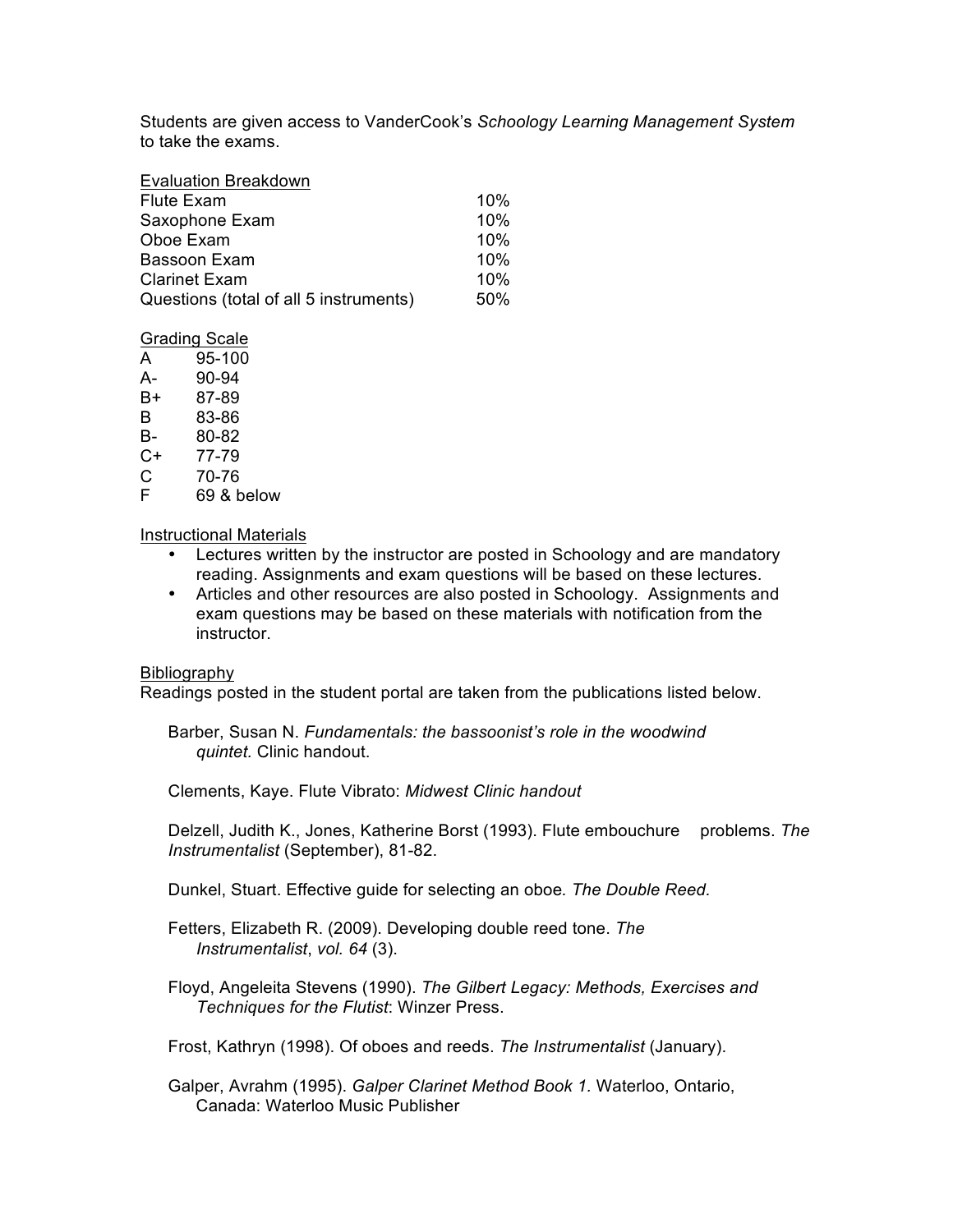Students are given access to VanderCook's *Schoology Learning Management System* to take the exams.

Evaluation Breakdown

| | |
|---|---|
| Flute Exam | 10% |
| Saxophone Exam | 10% |
| Oboe Exam | 10% |
| Bassoon Exam | 10% |
| Clarinet Exam | 10% |
| Questions (total of all 5 instruments) | 50% |

Grading Scale

| | |
|---|---|
| A | 95-100 |
| A- | 90-94 |
| B+ | 87-89 |
| B | 83-86 |
| B- | 80-82 |
| C+ | 77-79 |
| C | 70-76 |
| F | 69 & below |

Instructional Materials

- Lectures written by the instructor are posted in Schoology and are mandatory reading. Assignments and exam questions will be based on these lectures.
- Articles and other resources are also posted in Schoology. Assignments and exam questions may be based on these materials with notification from the instructor.

Bibliography

Readings posted in the student portal are taken from the publications listed below.

Barber, Susan N. *Fundamentals: the bassoonist's role in the woodwind quintet.* Clinic handout.

Clements, Kaye. Flute Vibrato: *Midwest Clinic handout*

Delzell, Judith K., Jones, Katherine Borst (1993). Flute embouchure problems. *The Instrumentalist* (September), 81-82.

Dunkel, Stuart. Effective guide for selecting an oboe*. The Double Reed.*

Fetters, Elizabeth R. (2009). Developing double reed tone. *The Instrumentalist*, *vol. 64* (3).

Floyd, Angeleita Stevens (1990). *The Gilbert Legacy: Methods, Exercises and Techniques for the Flutist*: Winzer Press.

Frost, Kathryn (1998). Of oboes and reeds. *The Instrumentalist* (January).

Galper, Avrahm (1995). *Galper Clarinet Method Book 1.* Waterloo, Ontario, Canada: Waterloo Music Publisher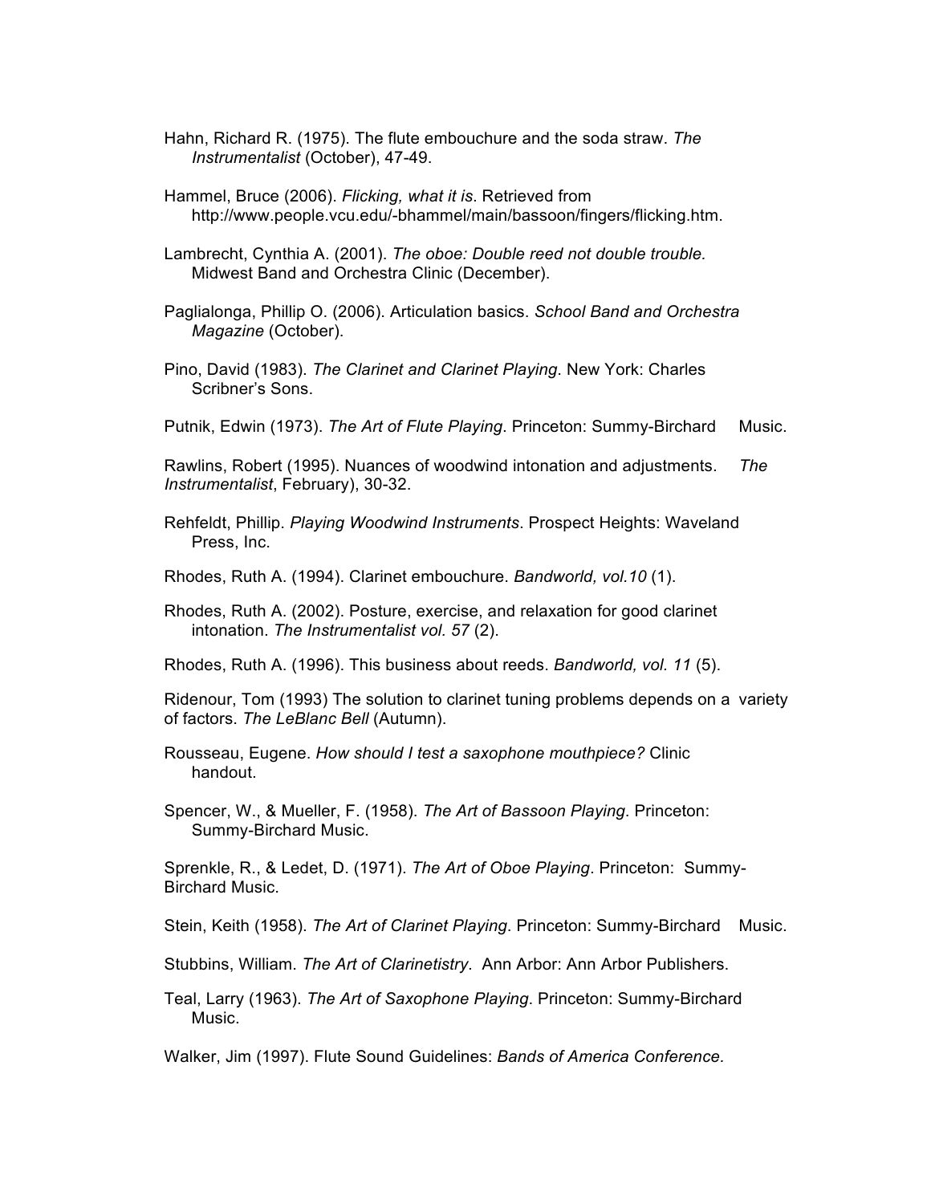Hahn, Richard R. (1975). The flute embouchure and the soda straw. *The Instrumentalist* (October), 47-49.

Hammel, Bruce (2006). *Flicking, what it is*. Retrieved from http://www.people.vcu.edu/-bhammel/main/bassoon/fingers/flicking.htm.

Lambrecht, Cynthia A. (2001). *The oboe: Double reed not double trouble.* Midwest Band and Orchestra Clinic (December).

Paglialonga, Phillip O. (2006). Articulation basics. *School Band and Orchestra Magazine* (October).

Pino, David (1983). *The Clarinet and Clarinet Playing*. New York: Charles Scribner's Sons.

Putnik, Edwin (1973). *The Art of Flute Playing*. Princeton: Summy-Birchard Music.

Rawlins, Robert (1995). Nuances of woodwind intonation and adjustments. *The Instrumentalist*, February), 30-32.

Rehfeldt, Phillip. *Playing Woodwind Instruments*. Prospect Heights: Waveland Press, Inc.

Rhodes, Ruth A. (1994). Clarinet embouchure. *Bandworld, vol.10* (1).

Rhodes, Ruth A. (2002). Posture, exercise, and relaxation for good clarinet intonation. *The Instrumentalist vol. 57* (2).

Rhodes, Ruth A. (1996). This business about reeds. *Bandworld, vol. 11* (5).

Ridenour, Tom (1993) The solution to clarinet tuning problems depends on a variety of factors. *The LeBlanc Bell* (Autumn).

Rousseau, Eugene. *How should I test a saxophone mouthpiece?* Clinic handout.

Spencer, W., & Mueller, F. (1958). *The Art of Bassoon Playing*. Princeton: Summy-Birchard Music.

Sprenkle, R., & Ledet, D. (1971). *The Art of Oboe Playing*. Princeton: Summy-Birchard Music.

Stein, Keith (1958). *The Art of Clarinet Playing*. Princeton: Summy-Birchard Music.

Stubbins, William. *The Art of Clarinetistry*. Ann Arbor: Ann Arbor Publishers.

Teal, Larry (1963). *The Art of Saxophone Playing*. Princeton: Summy-Birchard Music.

Walker, Jim (1997). Flute Sound Guidelines: *Bands of America Conference.*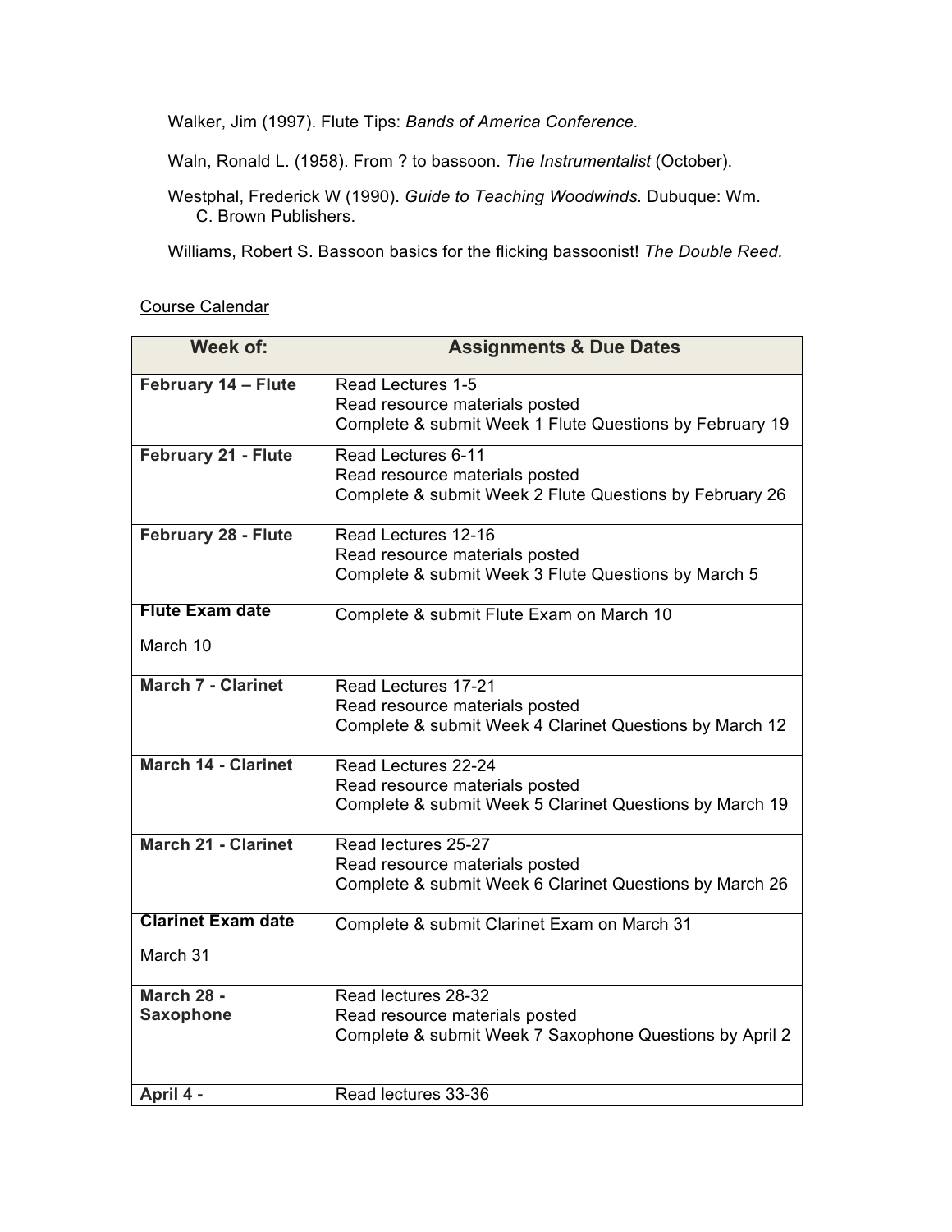Walker, Jim (1997). Flute Tips: *Bands of America Conference.*

Waln, Ronald L. (1958). From ? to bassoon. *The Instrumentalist* (October).

Westphal, Frederick W (1990). *Guide to Teaching Woodwinds*. Dubuque: Wm. C. Brown Publishers.

Williams, Robert S. Bassoon basics for the flicking bassoonist! *The Double Reed.*

Course Calendar

| Week of: | Assignments & Due Dates |
|---|---|
| **February 14 – Flute** | Read Lectures 1-5<br>Read resource materials posted<br>Complete & submit Week 1 Flute Questions by February 19 |
| **February 21 - Flute** | Read Lectures 6-11<br>Read resource materials posted<br>Complete & submit Week 2 Flute Questions by February 26 |
| **February 28 - Flute** | Read Lectures 12-16<br>Read resource materials posted<br>Complete & submit Week 3 Flute Questions by March 5 |
| **Flute Exam date**<br>March 10 | Complete & submit Flute Exam on March 10 |
| **March 7 - Clarinet** | Read Lectures 17-21<br>Read resource materials posted<br>Complete & submit Week 4 Clarinet Questions by March 12 |
| **March 14 - Clarinet** | Read Lectures 22-24<br>Read resource materials posted<br>Complete & submit Week 5 Clarinet Questions by March 19 |
| **March 21 - Clarinet** | Read lectures 25-27<br>Read resource materials posted<br>Complete & submit Week 6 Clarinet Questions by March 26 |
| **Clarinet Exam date**<br>March 31 | Complete & submit Clarinet Exam on March 31 |
| **March 28 - Saxophone** | Read lectures 28-32<br>Read resource materials posted<br>Complete & submit Week 7 Saxophone Questions by April 2 |
| **April 4 -** | Read lectures 33-36 |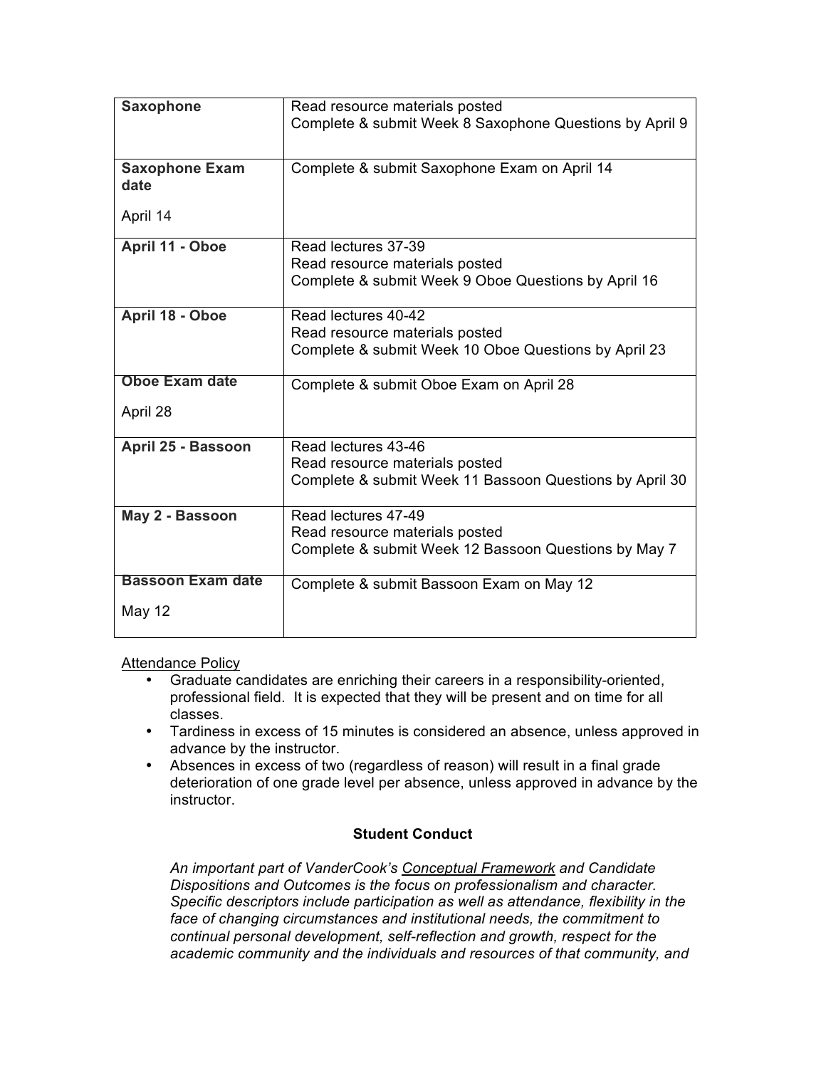| Saxophone | Read resource materials posted<br>Complete & submit Week 8 Saxophone Questions by April 9 |
|---|---|
| **Saxophone Exam date**<br>April 14 | Complete & submit Saxophone Exam on April 14 |
| **April 11 - Oboe** | Read lectures 37-39<br>Read resource materials posted<br>Complete & submit Week 9 Oboe Questions by April 16 |
| **April 18 - Oboe** | Read lectures 40-42<br>Read resource materials posted<br>Complete & submit Week 10 Oboe Questions by April 23 |
| **Oboe Exam date**<br>April 28 | Complete & submit Oboe Exam on April 28 |
| **April 25 - Bassoon** | Read lectures 43-46<br>Read resource materials posted<br>Complete & submit Week 11 Bassoon Questions by April 30 |
| **May 2 - Bassoon** | Read lectures 47-49<br>Read resource materials posted<br>Complete & submit Week 12 Bassoon Questions by May 7 |
| **Bassoon Exam date**<br>May 12 | Complete & submit Bassoon Exam on May 12 |

<u>Attendance Policy</u>

- Graduate candidates are enriching their careers in a responsibility-oriented, professional field. It is expected that they will be present and on time for all classes.
- Tardiness in excess of 15 minutes is considered an absence, unless approved in advance by the instructor.
- Absences in excess of two (regardless of reason) will result in a final grade deterioration of one grade level per absence, unless approved in advance by the instructor.

**Student Conduct**

*An important part of VanderCook's <u>Conceptual Framework</u> and Candidate Dispositions and Outcomes is the focus on professionalism and character. Specific descriptors include participation as well as attendance, flexibility in the face of changing circumstances and institutional needs, the commitment to continual personal development, self-reflection and growth, respect for the academic community and the individuals and resources of that community, and*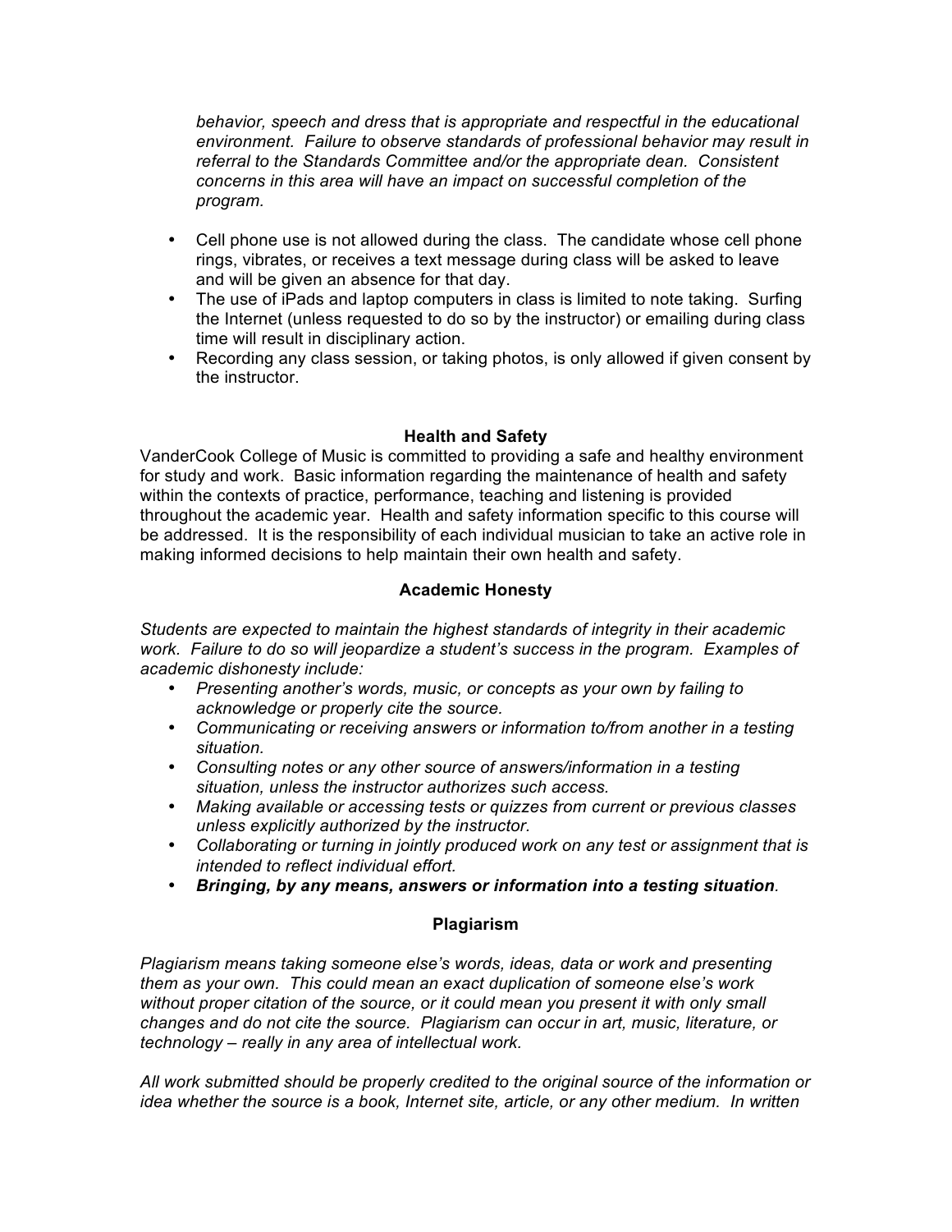*behavior, speech and dress that is appropriate and respectful in the educational environment. Failure to observe standards of professional behavior may result in referral to the Standards Committee and/or the appropriate dean. Consistent concerns in this area will have an impact on successful completion of the program.*

- Cell phone use is not allowed during the class. The candidate whose cell phone rings, vibrates, or receives a text message during class will be asked to leave and will be given an absence for that day.
- The use of iPads and laptop computers in class is limited to note taking. Surfing the Internet (unless requested to do so by the instructor) or emailing during class time will result in disciplinary action.
- Recording any class session, or taking photos, is only allowed if given consent by the instructor.

### Health and Safety

VanderCook College of Music is committed to providing a safe and healthy environment for study and work. Basic information regarding the maintenance of health and safety within the contexts of practice, performance, teaching and listening is provided throughout the academic year. Health and safety information specific to this course will be addressed. It is the responsibility of each individual musician to take an active role in making informed decisions to help maintain their own health and safety.

### Academic Honesty

*Students are expected to maintain the highest standards of integrity in their academic work. Failure to do so will jeopardize a student's success in the program. Examples of academic dishonesty include:*

- *Presenting another's words, music, or concepts as your own by failing to acknowledge or properly cite the source.*
- *Communicating or receiving answers or information to/from another in a testing situation.*
- *Consulting notes or any other source of answers/information in a testing situation, unless the instructor authorizes such access.*
- *Making available or accessing tests or quizzes from current or previous classes unless explicitly authorized by the instructor.*
- *Collaborating or turning in jointly produced work on any test or assignment that is intended to reflect individual effort.*
- ***Bringing, by any means, answers or information into a testing situation*.**

### Plagiarism

*Plagiarism means taking someone else's words, ideas, data or work and presenting them as your own. This could mean an exact duplication of someone else's work without proper citation of the source, or it could mean you present it with only small changes and do not cite the source. Plagiarism can occur in art, music, literature, or technology – really in any area of intellectual work.*

*All work submitted should be properly credited to the original source of the information or idea whether the source is a book, Internet site, article, or any other medium. In written*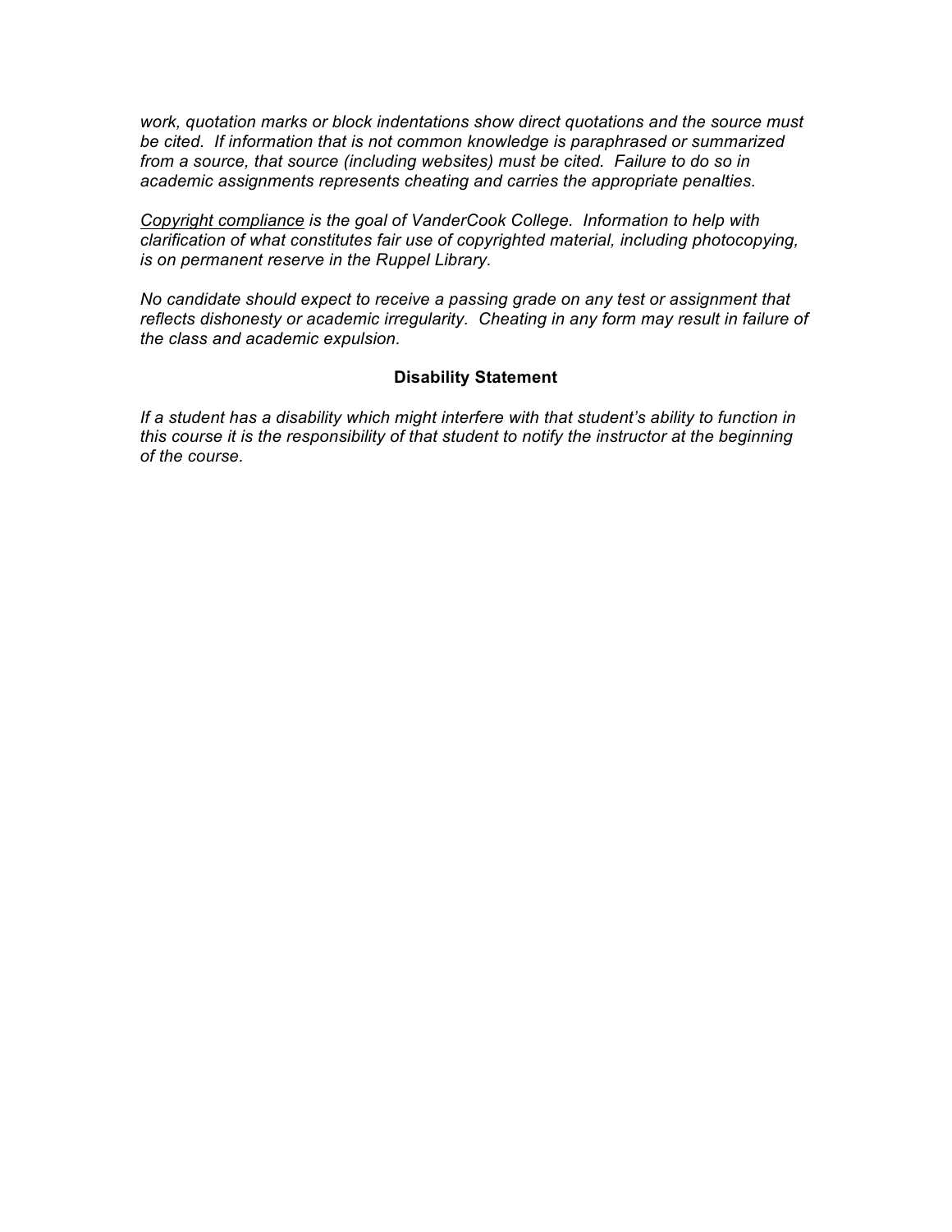*work, quotation marks or block indentations show direct quotations and the source must be cited. If information that is not common knowledge is paraphrased or summarized from a source, that source (including websites) must be cited. Failure to do so in academic assignments represents cheating and carries the appropriate penalties.*

*<u>Copyright compliance</u> is the goal of VanderCook College. Information to help with clarification of what constitutes fair use of copyrighted material, including photocopying, is on permanent reserve in the Ruppel Library.*

*No candidate should expect to receive a passing grade on any test or assignment that reflects dishonesty or academic irregularity. Cheating in any form may result in failure of the class and academic expulsion.*

**Disability Statement**

*If a student has a disability which might interfere with that student's ability to function in this course it is the responsibility of that student to notify the instructor at the beginning of the course.*